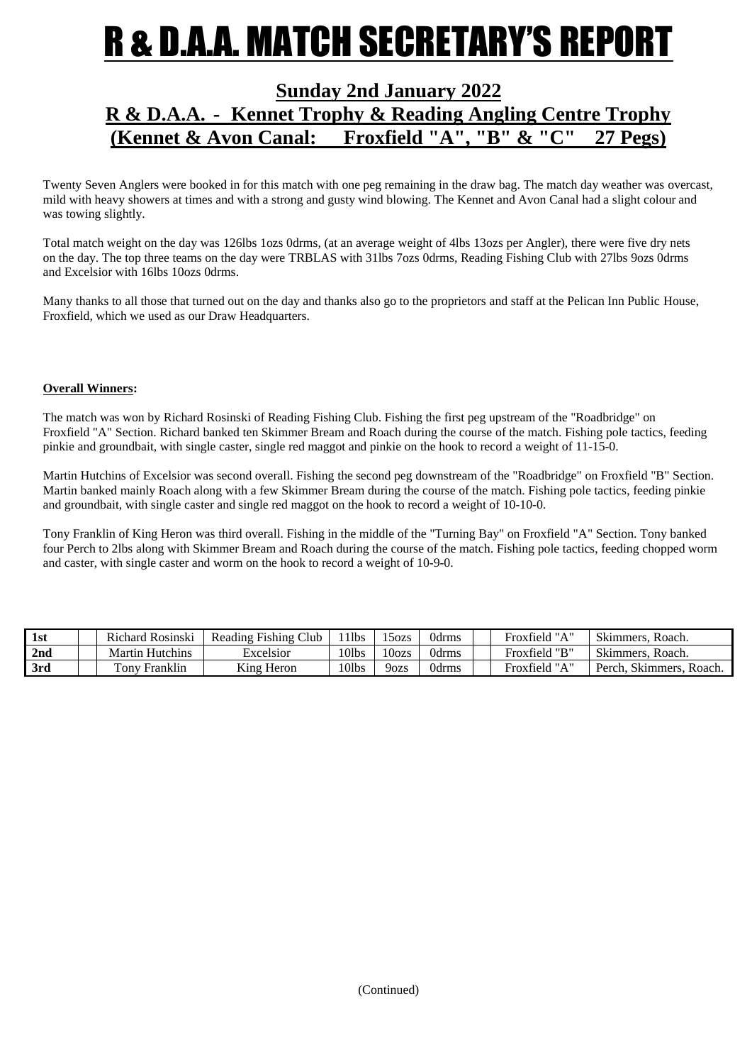# R & D.A.A. MATCH SECRETARY'S REPORT

## Sunday 2nd January 2022

## R & D.A.A. - Kennet Trophy & Reading Angling Centre Trophy (Kennet & Avon Canal: Froxfield "A", "B" & "C" 27 Pegs)

Twenty Seven Anglers were booked in for this match with one peg remaining in the draw bag. The match day weather was overcast, mild with heavy showers at times and with a strong and gusty wind blowing. The Kennet and Avon Canal had a slight colour and was towing slightly.

Total match weight on the day was 126lbs 1ozs 0drms, (at an average weight of 4lbs 13ozs per Angler), there were five dry nets on the day. The top three teams on the day were TRBLAS with 31lbs 7ozs 0drms, Reading Fishing Club with 27lbs 9ozs 0drms and Excelsior with 16lbs 10ozs 0drms.

Many thanks to all those that turned out on the day and thanks also go to the proprietors and staff at the Pelican Inn Public House, Froxfield, which we used as our Draw Headquarters.

**Overall Winners:**

The match was won by Richard Rosinski of Reading Fishing Club. Fishing the first peg upstream of the "Roadbridge" on Froxfield "A" Section. Richard banked ten Skimmer Bream and Roach during the course of the match. Fishing pole tactics, feeding pinkie and groundbait, with single caster, single red maggot and pinkie on the hook to record a weight of 11-15-0.

Martin Hutchins of Excelsior was second overall. Fishing the second peg downstream of the "Roadbridge" on Froxfield "B" Section. Martin banked mainly Roach along with a few Skimmer Bream during the course of the match. Fishing pole tactics, feeding pinkie and groundbait, with single caster and single red maggot on the hook to record a weight of 10-10-0.

Tony Franklin of King Heron was third overall. Fishing in the middle of the "Turning Bay" on Froxfield "A" Section. Tony banked four Perch to 2lbs along with Skimmer Bream and Roach during the course of the match. Fishing pole tactics, feeding chopped worm and caster, with single caster and worm on the hook to record a weight of 10-9-0.

| | | | | | | | | | |
|---|---|---|---|---|---|---|---|---|---|
| **1st** | | Richard Rosinski | Reading Fishing Club | 11lbs | 15ozs | 0drms | | Froxfield "A" | Skimmers, Roach. |
| **2nd** | | Martin Hutchins | Excelsior | 10lbs | 10ozs | 0drms | | Froxfield "B" | Skimmers, Roach. |
| **3rd** | | Tony Franklin | King Heron | 10lbs | 9ozs | 0drms | | Froxfield "A" | Perch, Skimmers, Roach. |

(Continued)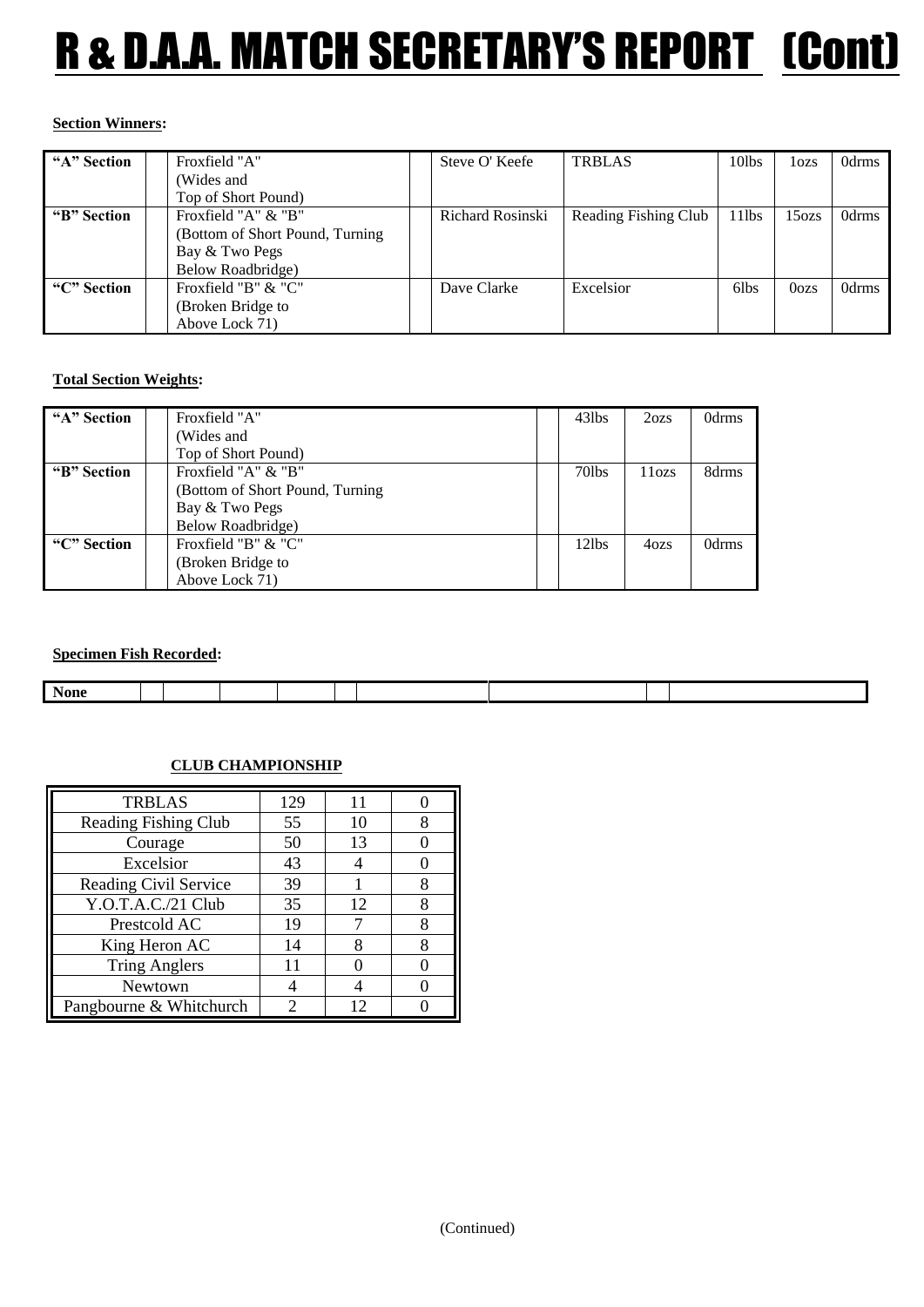# R & D.A.A. MATCH SECRETARY'S REPORT (Cont)

**Section Winners:**

| | | | | | | | | |
|---|---|---|---|---|---|---|---|---|
| **"A" Section** | | Froxfield "A" (Wides and Top of Short Pound) | | Steve O' Keefe | TRBLAS | 10lbs | 1ozs | 0drms |
| **"B" Section** | | Froxfield "A" & "B" (Bottom of Short Pound, Turning Bay & Two Pegs Below Roadbridge) | | Richard Rosinski | Reading Fishing Club | 11lbs | 15ozs | 0drms |
| **"C" Section** | | Froxfield "B" & "C" (Broken Bridge to Above Lock 71) | | Dave Clarke | Excelsior | 6lbs | 0ozs | 0drms |

**Total Section Weights:**

| | | | | | | |
|---|---|---|---|---|---|---|
| **"A" Section** | | Froxfield "A" (Wides and Top of Short Pound) | | 43lbs | 2ozs | 0drms |
| **"B" Section** | | Froxfield "A" & "B" (Bottom of Short Pound, Turning Bay & Two Pegs Below Roadbridge) | | 70lbs | 11ozs | 8drms |
| **"C" Section** | | Froxfield "B" & "C" (Broken Bridge to Above Lock 71) | | 12lbs | 4ozs | 0drms |

**Specimen Fish Recorded:**

| | | | | | | | | | |
|---|---|---|---|---|---|---|---|---|---|
| **None** | | | | | | | | | |

**CLUB CHAMPIONSHIP**

| | | | |
|---|---|---|---|
| TRBLAS | 129 | 11 | 0 |
| Reading Fishing Club | 55 | 10 | 8 |
| Courage | 50 | 13 | 0 |
| Excelsior | 43 | 4 | 0 |
| Reading Civil Service | 39 | 1 | 8 |
| Y.O.T.A.C./21 Club | 35 | 12 | 8 |
| Prestcold AC | 19 | 7 | 8 |
| King Heron AC | 14 | 8 | 8 |
| Tring Anglers | 11 | 0 | 0 |
| Newtown | 4 | 4 | 0 |
| Pangbourne & Whitchurch | 2 | 12 | 0 |

(Continued)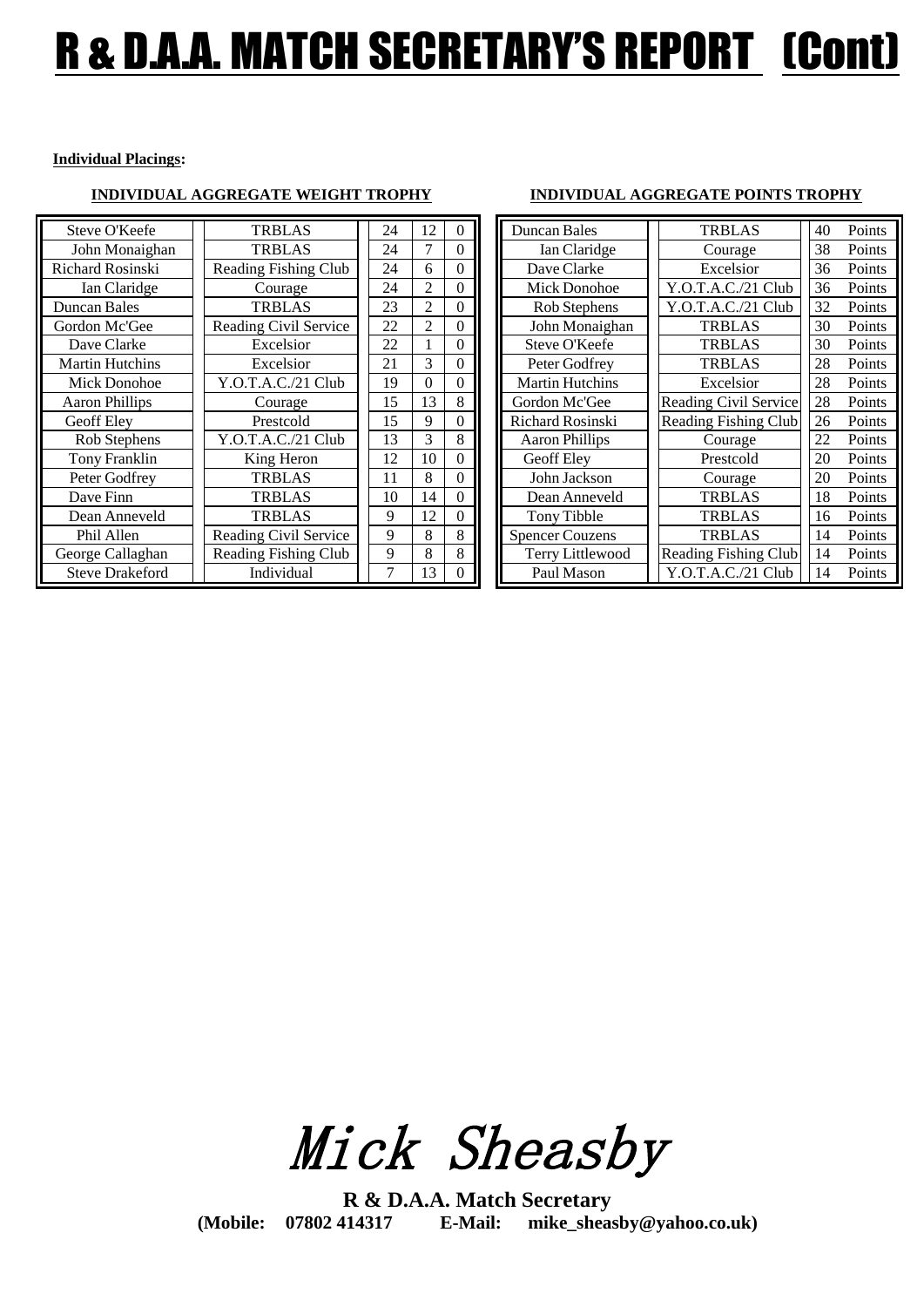# R & D.A.A. MATCH SECRETARY'S REPORT (Cont)

**Individual Placings:**

**INDIVIDUAL AGGREGATE WEIGHT TROPHY**

| | | | | |
|---|---|---|---|---|
| Steve O'Keefe | TRBLAS | 24 | 12 | 0 |
| John Monaighan | TRBLAS | 24 | 7 | 0 |
| Richard Rosinski | Reading Fishing Club | 24 | 6 | 0 |
| Ian Claridge | Courage | 24 | 2 | 0 |
| Duncan Bales | TRBLAS | 23 | 2 | 0 |
| Gordon Mc'Gee | Reading Civil Service | 22 | 2 | 0 |
| Dave Clarke | Excelsior | 22 | 1 | 0 |
| Martin Hutchins | Excelsior | 21 | 3 | 0 |
| Mick Donohoe | Y.O.T.A.C./21 Club | 19 | 0 | 0 |
| Aaron Phillips | Courage | 15 | 13 | 8 |
| Geoff Eley | Prestcold | 15 | 9 | 0 |
| Rob Stephens | Y.O.T.A.C./21 Club | 13 | 3 | 8 |
| Tony Franklin | King Heron | 12 | 10 | 0 |
| Peter Godfrey | TRBLAS | 11 | 8 | 0 |
| Dave Finn | TRBLAS | 10 | 14 | 0 |
| Dean Anneveld | TRBLAS | 9 | 12 | 0 |
| Phil Allen | Reading Civil Service | 9 | 8 | 8 |
| George Callaghan | Reading Fishing Club | 9 | 8 | 8 |
| Steve Drakeford | Individual | 7 | 13 | 0 |

**INDIVIDUAL AGGREGATE POINTS TROPHY**

| | | | |
|---|---|---|---|
| Duncan Bales | TRBLAS | 40 | Points |
| Ian Claridge | Courage | 38 | Points |
| Dave Clarke | Excelsior | 36 | Points |
| Mick Donohoe | Y.O.T.A.C./21 Club | 36 | Points |
| Rob Stephens | Y.O.T.A.C./21 Club | 32 | Points |
| John Monaighan | TRBLAS | 30 | Points |
| Steve O'Keefe | TRBLAS | 30 | Points |
| Peter Godfrey | TRBLAS | 28 | Points |
| Martin Hutchins | Excelsior | 28 | Points |
| Gordon Mc'Gee | Reading Civil Service | 28 | Points |
| Richard Rosinski | Reading Fishing Club | 26 | Points |
| Aaron Phillips | Courage | 22 | Points |
| Geoff Eley | Prestcold | 20 | Points |
| John Jackson | Courage | 20 | Points |
| Dean Anneveld | TRBLAS | 18 | Points |
| Tony Tibble | TRBLAS | 16 | Points |
| Spencer Couzens | TRBLAS | 14 | Points |
| Terry Littlewood | Reading Fishing Club | 14 | Points |
| Paul Mason | Y.O.T.A.C./21 Club | 14 | Points |

*Mick Sheasby*

**R & D.A.A. Match Secretary**
**(Mobile: 07802 414317 E-Mail: mike_sheasby@yahoo.co.uk)**